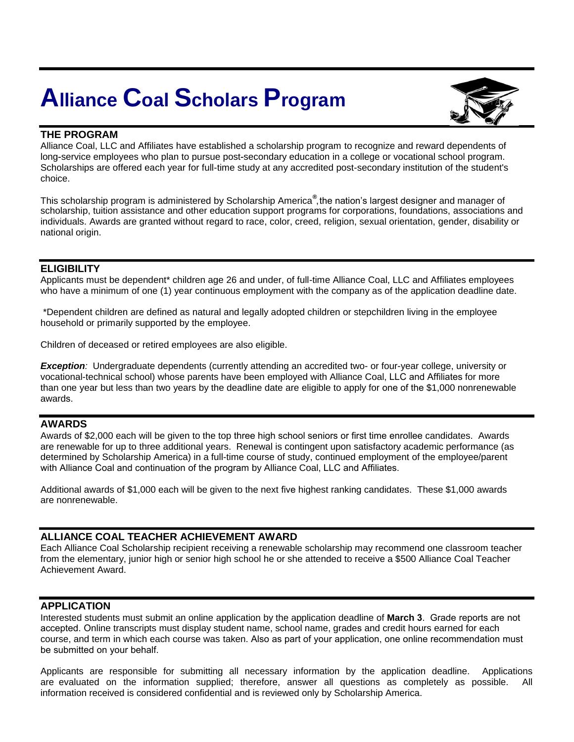# Alliance Coal Scholars Program

## THE PROGRAM

Alliance Coal, LLC and Affiliates have established a scholarship program to recognize and reward dependents of long-service employees who plan to pursue post-secondary education in a college or vocational school program. Scholarships are offered each year for full-time study at any accredited post-secondary institution of the student's choice.

This scholarship program is administered by Scholarship America®, the nation's largest designer and manager of scholarship, tuition assistance and other education support programs for corporations, foundations, associations and individuals. Awards are granted without regard to race, color, creed, religion, sexual orientation, gender, disability or national origin.

## ELIGIBILITY

Applicants must be dependent* children age 26 and under, of full-time Alliance Coal, LLC and Affiliates employees who have a minimum of one (1) year continuous employment with the company as of the application deadline date.

*Dependent children are defined as natural and legally adopted children or stepchildren living in the employee household or primarily supported by the employee.

Children of deceased or retired employees are also eligible.

***Exception**:* Undergraduate dependents (currently attending an accredited two- or four-year college, university or vocational-technical school) whose parents have been employed with Alliance Coal, LLC and Affiliates for more than one year but less than two years by the deadline date are eligible to apply for one of the $1,000 nonrenewable awards.

## AWARDS

Awards of $2,000 each will be given to the top three high school seniors or first time enrollee candidates. Awards are renewable for up to three additional years. Renewal is contingent upon satisfactory academic performance (as determined by Scholarship America) in a full-time course of study, continued employment of the employee/parent with Alliance Coal and continuation of the program by Alliance Coal, LLC and Affiliates.

Additional awards of $1,000 each will be given to the next five highest ranking candidates. These $1,000 awards are nonrenewable.

## ALLIANCE COAL TEACHER ACHIEVEMENT AWARD

Each Alliance Coal Scholarship recipient receiving a renewable scholarship may recommend one classroom teacher from the elementary, junior high or senior high school he or she attended to receive a $500 Alliance Coal Teacher Achievement Award.

## APPLICATION

Interested students must submit an online application by the application deadline of **March 3**. Grade reports are not accepted. Online transcripts must display student name, school name, grades and credit hours earned for each course, and term in which each course was taken. Also as part of your application, one online recommendation must be submitted on your behalf.

Applicants are responsible for submitting all necessary information by the application deadline. Applications are evaluated on the information supplied; therefore, answer all questions as completely as possible. All information received is considered confidential and is reviewed only by Scholarship America.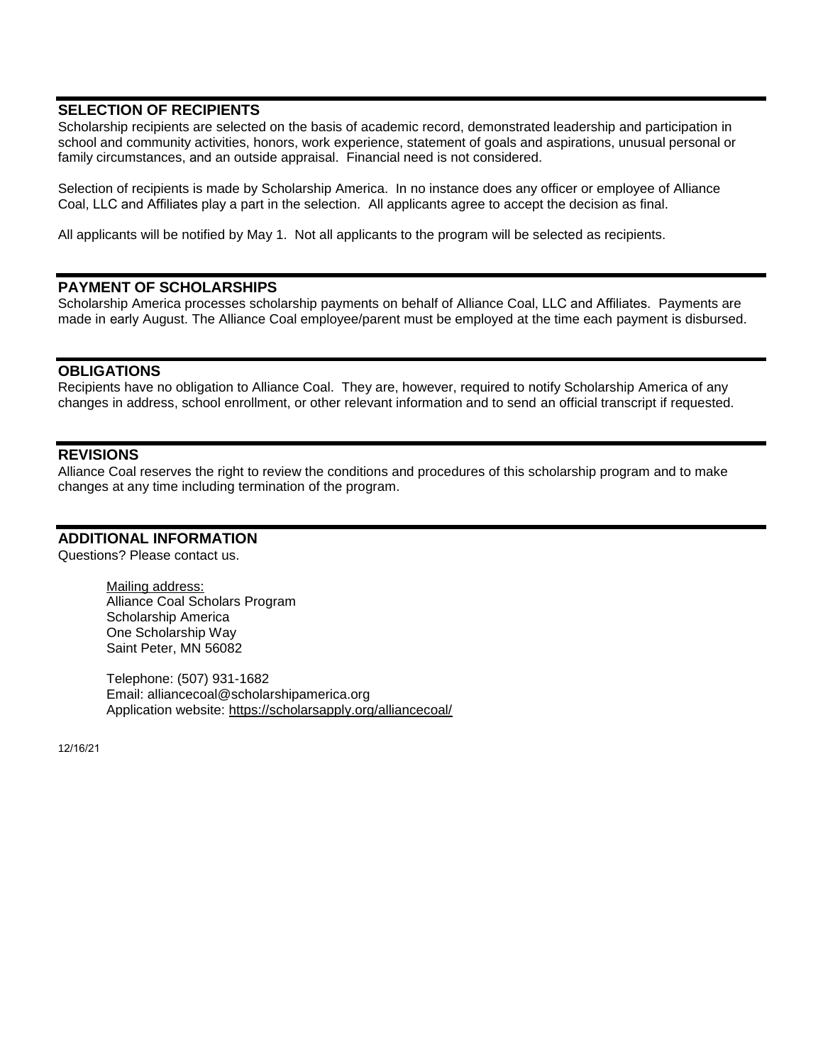## SELECTION OF RECIPIENTS

Scholarship recipients are selected on the basis of academic record, demonstrated leadership and participation in school and community activities, honors, work experience, statement of goals and aspirations, unusual personal or family circumstances, and an outside appraisal. Financial need is not considered.

Selection of recipients is made by Scholarship America. In no instance does any officer or employee of Alliance Coal, LLC and Affiliates play a part in the selection. All applicants agree to accept the decision as final.

All applicants will be notified by May 1. Not all applicants to the program will be selected as recipients.

## PAYMENT OF SCHOLARSHIPS

Scholarship America processes scholarship payments on behalf of Alliance Coal, LLC and Affiliates. Payments are made in early August. The Alliance Coal employee/parent must be employed at the time each payment is disbursed.

## OBLIGATIONS

Recipients have no obligation to Alliance Coal. They are, however, required to notify Scholarship America of any changes in address, school enrollment, or other relevant information and to send an official transcript if requested.

## REVISIONS

Alliance Coal reserves the right to review the conditions and procedures of this scholarship program and to make changes at any time including termination of the program.

## ADDITIONAL INFORMATION

Questions? Please contact us.

Mailing address:
Alliance Coal Scholars Program
Scholarship America
One Scholarship Way
Saint Peter, MN 56082

Telephone: (507) 931-1682
Email: alliancecoal@scholarshipamerica.org
Application website: https://scholarsapply.org/alliancecoal/

12/16/21